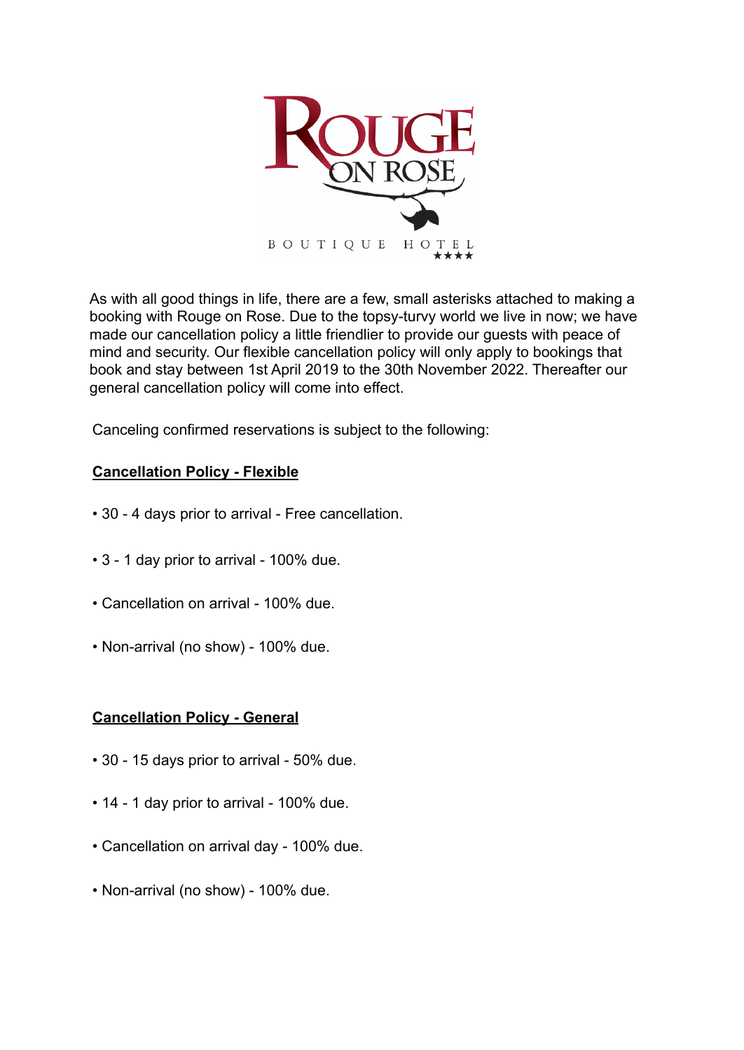ROUGE ON ROSE

BOUTIQUE HOTEL ★★★★

As with all good things in life, there are a few, small asterisks attached to making a booking with Rouge on Rose. Due to the topsy-turvy world we live in now; we have made our cancellation policy a little friendlier to provide our guests with peace of mind and security. Our flexible cancellation policy will only apply to bookings that book and stay between 1st April 2019 to the 30th November 2022. Thereafter our general cancellation policy will come into effect.

Canceling confirmed reservations is subject to the following:

**Cancellation Policy - Flexible**

- 30 - 4 days prior to arrival - Free cancellation.
- 3 - 1 day prior to arrival - 100% due.
- Cancellation on arrival - 100% due.
- Non-arrival (no show) - 100% due.

**Cancellation Policy - General**

- 30 - 15 days prior to arrival - 50% due.
- 14 - 1 day prior to arrival - 100% due.
- Cancellation on arrival day - 100% due.
- Non-arrival (no show) - 100% due.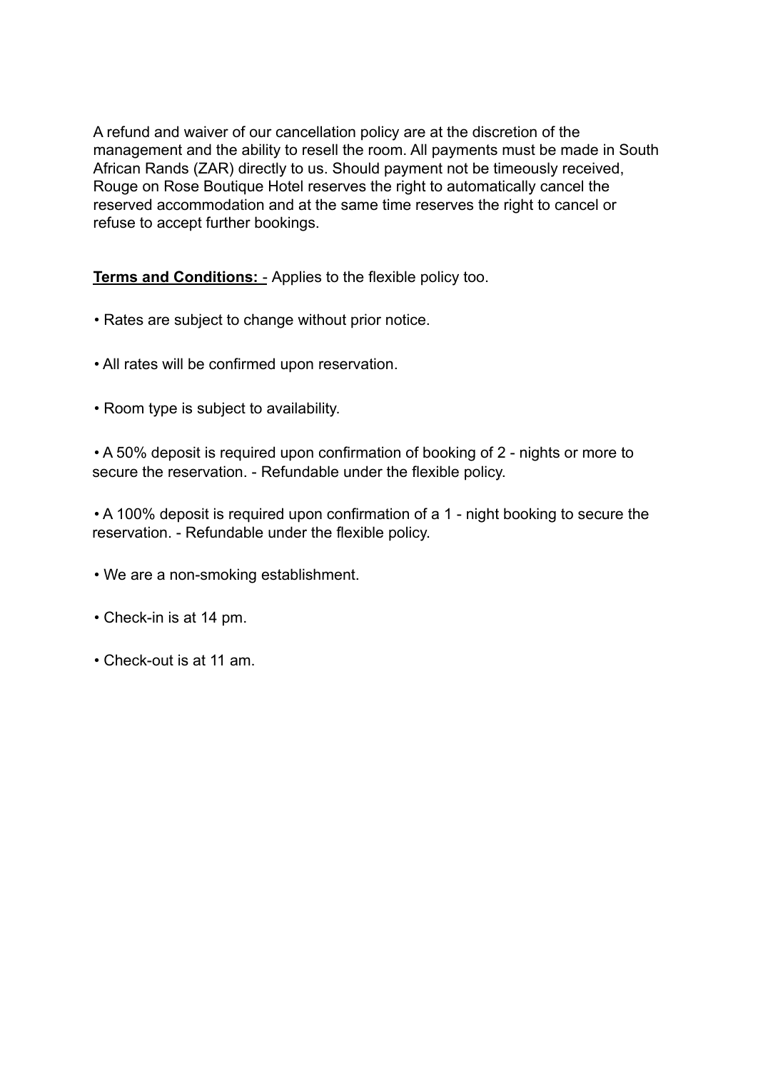A refund and waiver of our cancellation policy are at the discretion of the management and the ability to resell the room. All payments must be made in South African Rands (ZAR) directly to us. Should payment not be timeously received, Rouge on Rose Boutique Hotel reserves the right to automatically cancel the reserved accommodation and at the same time reserves the right to cancel or refuse to accept further bookings.

**Terms and Conditions:** - Applies to the flexible policy too.

• Rates are subject to change without prior notice.

• All rates will be confirmed upon reservation.

• Room type is subject to availability.

• A 50% deposit is required upon confirmation of booking of 2 - nights or more to secure the reservation. - Refundable under the flexible policy.

• A 100% deposit is required upon confirmation of a 1 - night booking to secure the reservation. - Refundable under the flexible policy.

• We are a non-smoking establishment.

• Check-in is at 14 pm.

• Check-out is at 11 am.